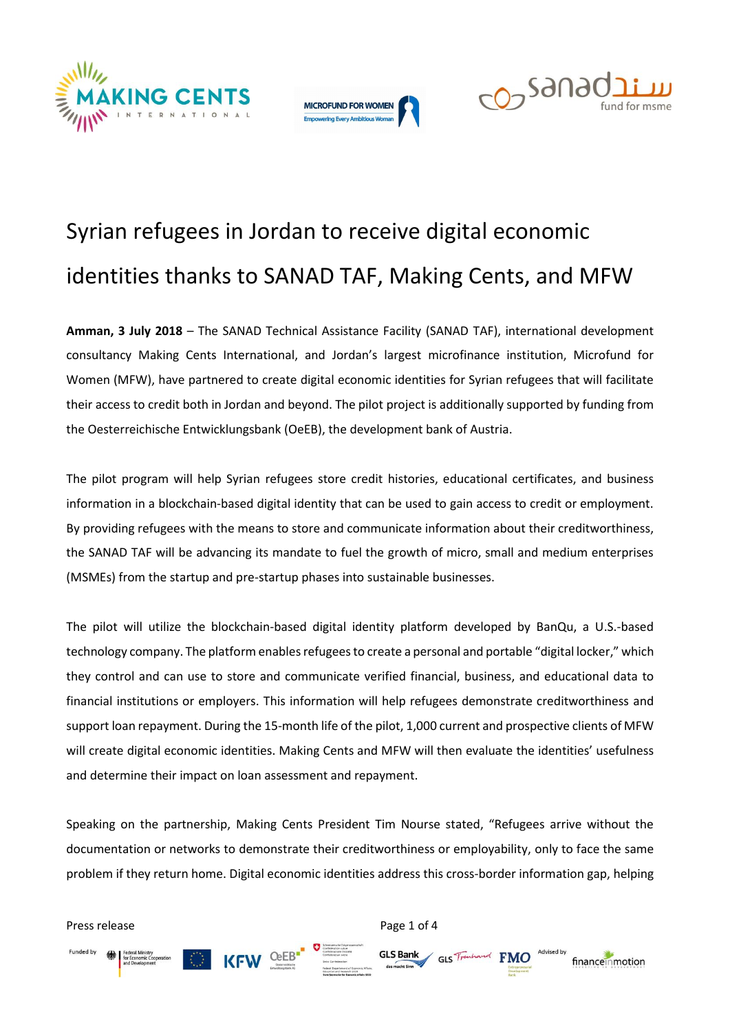# Syrian refugees in Jordan to receive digital economic identities thanks to SANAD TAF, Making Cents, and MFW

**Amman, 3 July 2018** – The SANAD Technical Assistance Facility (SANAD TAF), international development consultancy Making Cents International, and Jordan's largest microfinance institution, Microfund for Women (MFW), have partnered to create digital economic identities for Syrian refugees that will facilitate their access to credit both in Jordan and beyond. The pilot project is additionally supported by funding from the Oesterreichische Entwicklungsbank (OeEB), the development bank of Austria.

The pilot program will help Syrian refugees store credit histories, educational certificates, and business information in a blockchain-based digital identity that can be used to gain access to credit or employment. By providing refugees with the means to store and communicate information about their creditworthiness, the SANAD TAF will be advancing its mandate to fuel the growth of micro, small and medium enterprises (MSMEs) from the startup and pre-startup phases into sustainable businesses.

The pilot will utilize the blockchain-based digital identity platform developed by BanQu, a U.S.-based technology company. The platform enables refugees to create a personal and portable "digital locker," which they control and can use to store and communicate verified financial, business, and educational data to financial institutions or employers. This information will help refugees demonstrate creditworthiness and support loan repayment. During the 15-month life of the pilot, 1,000 current and prospective clients of MFW will create digital economic identities. Making Cents and MFW will then evaluate the identities' usefulness and determine their impact on loan assessment and repayment.

Speaking on the partnership, Making Cents President Tim Nourse stated, "Refugees arrive without the documentation or networks to demonstrate their creditworthiness or employability, only to face the same problem if they return home. Digital economic identities address this cross-border information gap, helping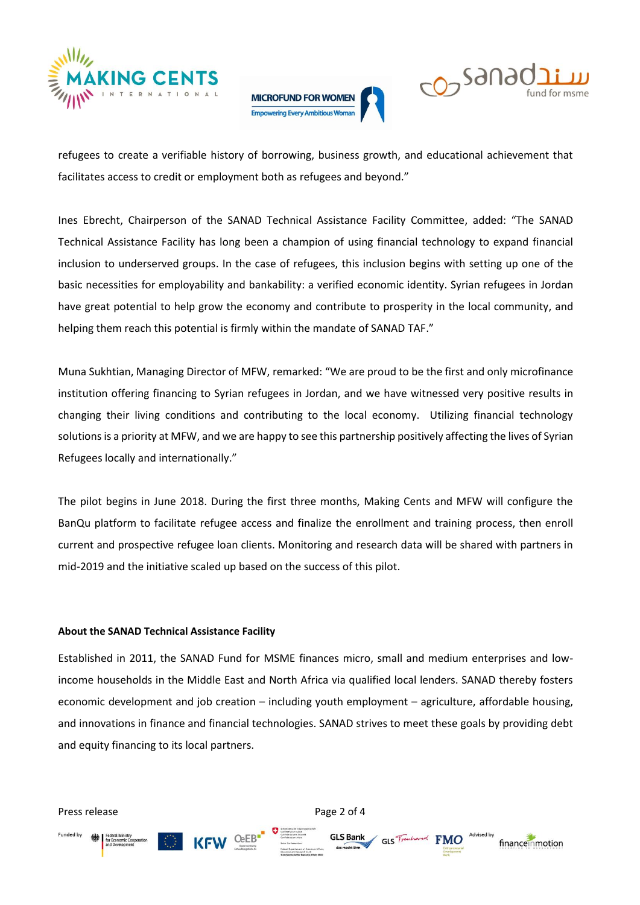refugees to create a verifiable history of borrowing, business growth, and educational achievement that facilitates access to credit or employment both as refugees and beyond."

Ines Ebrecht, Chairperson of the SANAD Technical Assistance Facility Committee, added: "The SANAD Technical Assistance Facility has long been a champion of using financial technology to expand financial inclusion to underserved groups. In the case of refugees, this inclusion begins with setting up one of the basic necessities for employability and bankability: a verified economic identity. Syrian refugees in Jordan have great potential to help grow the economy and contribute to prosperity in the local community, and helping them reach this potential is firmly within the mandate of SANAD TAF."

Muna Sukhtian, Managing Director of MFW, remarked: "We are proud to be the first and only microfinance institution offering financing to Syrian refugees in Jordan, and we have witnessed very positive results in changing their living conditions and contributing to the local economy. Utilizing financial technology solutions is a priority at MFW, and we are happy to see this partnership positively affecting the lives of Syrian Refugees locally and internationally."

The pilot begins in June 2018. During the first three months, Making Cents and MFW will configure the BanQu platform to facilitate refugee access and finalize the enrollment and training process, then enroll current and prospective refugee loan clients. Monitoring and research data will be shared with partners in mid-2019 and the initiative scaled up based on the success of this pilot.

**About the SANAD Technical Assistance Facility**

Established in 2011, the SANAD Fund for MSME finances micro, small and medium enterprises and low-income households in the Middle East and North Africa via qualified local lenders. SANAD thereby fosters economic development and job creation – including youth employment – agriculture, affordable housing, and innovations in finance and financial technologies. SANAD strives to meet these goals by providing debt and equity financing to its local partners.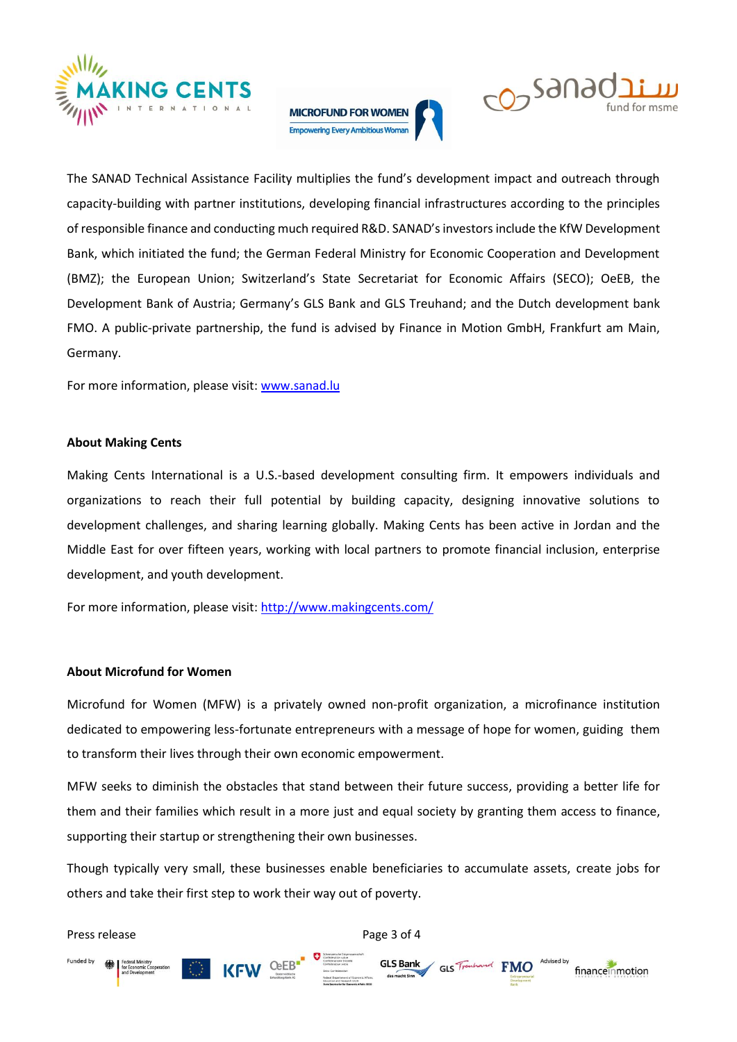The SANAD Technical Assistance Facility multiplies the fund's development impact and outreach through capacity-building with partner institutions, developing financial infrastructures according to the principles of responsible finance and conducting much required R&D. SANAD's investors include the KfW Development Bank, which initiated the fund; the German Federal Ministry for Economic Cooperation and Development (BMZ); the European Union; Switzerland's State Secretariat for Economic Affairs (SECO); OeEB, the Development Bank of Austria; Germany's GLS Bank and GLS Treuhand; and the Dutch development bank FMO. A public-private partnership, the fund is advised by Finance in Motion GmbH, Frankfurt am Main, Germany.

For more information, please visit: [www.sanad.lu](www.sanad.lu)

**About Making Cents**

Making Cents International is a U.S.-based development consulting firm. It empowers individuals and organizations to reach their full potential by building capacity, designing innovative solutions to development challenges, and sharing learning globally. Making Cents has been active in Jordan and the Middle East for over fifteen years, working with local partners to promote financial inclusion, enterprise development, and youth development.

For more information, please visit: [http://www.makingcents.com/](http://www.makingcents.com/)

**About Microfund for Women**

Microfund for Women (MFW) is a privately owned non-profit organization, a microfinance institution dedicated to empowering less-fortunate entrepreneurs with a message of hope for women, guiding them to transform their lives through their own economic empowerment.

MFW seeks to diminish the obstacles that stand between their future success, providing a better life for them and their families which result in a more just and equal society by granting them access to finance, supporting their startup or strengthening their own businesses.

Though typically very small, these businesses enable beneficiaries to accumulate assets, create jobs for others and take their first step to work their way out of poverty.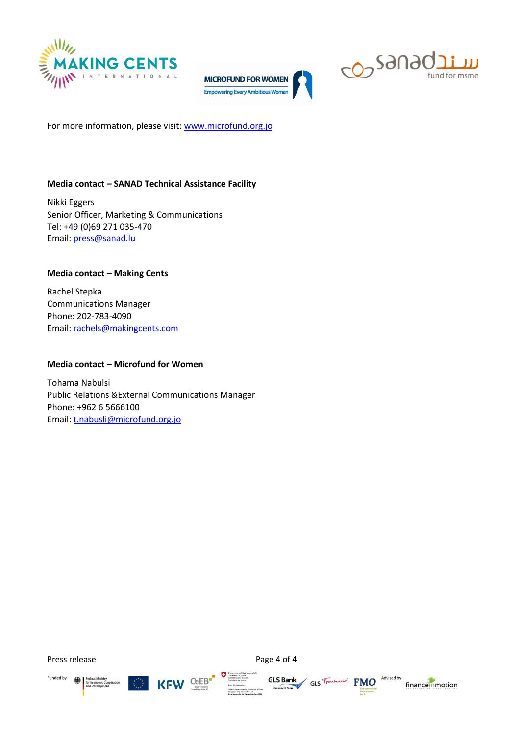For more information, please visit: www.microfund.org.jo

**Media contact – SANAD Technical Assistance Facility**

Nikki Eggers
Senior Officer, Marketing & Communications
Tel: +49 (0)69 271 035-470
Email: press@sanad.lu

**Media contact – Making Cents**

Rachel Stepka
Communications Manager
Phone: 202-783-4090
Email: rachels@makingcents.com

**Media contact – Microfund for Women**

Tohama Nabulsi
Public Relations &External Communications Manager
Phone: +962 6 5666100
Email: t.nabusli@microfund.org.jo